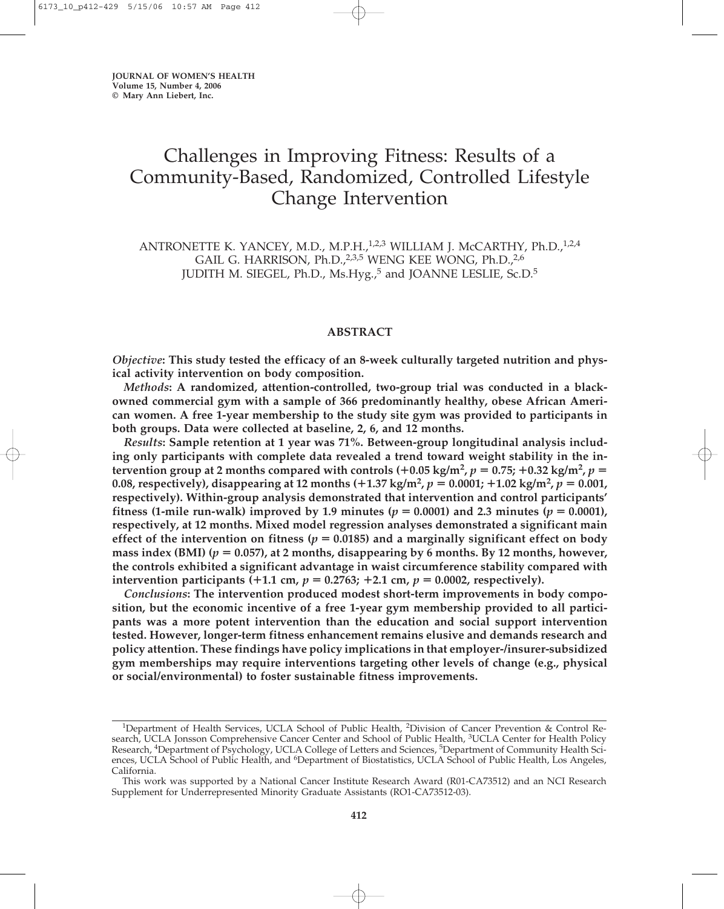# Challenges in Improving Fitness: Results of a Community-Based, Randomized, Controlled Lifestyle Change Intervention

ANTRONETTE K. YANCEY, M.D., M.P.H.,[1,2,3] WILLIAM J. McCARTHY, Ph.D.,[1,2,4] GAIL G. HARRISON, Ph.D.,[2,3,5] WENG KEE WONG,[2,6] JUDITH M. SIEGEL, Ph.D., Ms.Hyg.,[5] and JOANNE LESLIE, Sc.D.[5]

## ABSTRACT

***Objective*: This study tested the efficacy of an 8-week culturally targeted nutrition and physical activity intervention on body composition.**

***Methods*: A randomized, attention-controlled, two-group trial was conducted in a black-owned commercial gym with a sample of 366 predominantly healthy, obese African American women. A free 1-year membership to the study site gym was provided to participants in both groups. Data were collected at baseline, 2, 6, and 12 months.**

***Results*: Sample retention at 1 year was 71%. Between-group longitudinal analysis including only participants with complete data revealed a trend toward weight stability in the intervention group at 2 months compared with controls (+0.05 kg/m$^2$, $p = 0.75$; +0.32 kg/m$^2$, $p = 0.08$, respectively), disappearing at 12 months (+1.37 kg/m$^2$, $p = 0.0001$; +1.02 kg/m$^2$, $p = 0.001$, respectively). Within-group analysis demonstrated that intervention and control participants' fitness (1-mile run-walk) improved by 1.9 minutes ($p = 0.0001$) and 2.3 minutes ($p = 0.0001$), respectively, at 12 months. Mixed model regression analyses demonstrated a significant main effect of the intervention on fitness ($p = 0.0185$) and a marginally significant effect on body mass index (BMI) ($p = 0.057$), at 2 months, disappearing by 6 months. By 12 months, however, the controls exhibited a significant advantage in waist circumference stability compared with intervention participants (+1.1 cm, $p = 0.2763$; +2.1 cm, $p = 0.0002$, respectively).**

***Conclusions*: The intervention produced modest short-term improvements in body composition, but the economic incentive of a free 1-year gym membership provided to all participants was a more potent intervention than the education and social support intervention tested. However, longer-term fitness enhancement remains elusive and demands research and policy attention. These findings have policy implications in that employer-/insurer-subsidized gym memberships may require interventions targeting other levels of change (e.g., physical or social/environmental) to foster sustainable fitness improvements.**

---

[1]Department of Health Services, UCLA School of Public Health, [2]Division of Cancer Prevention & Control Research, UCLA Jonsson Comprehensive Cancer Center and School of Public Health, [3]UCLA Center for Health Policy Research, [4]Department of Psychology, UCLA College of Letters and Sciences, [5]Department of Community Health Sciences, UCLA School of Public Health, and [6]Department of Biostatistics, UCLA School of Public Health, Los Angeles, California.

This work was supported by a National Cancer Institute Research Award (R01-CA73512) and an NCI Research Supplement for Underrepresented Minority Graduate Assistants (RO1-CA73512-03).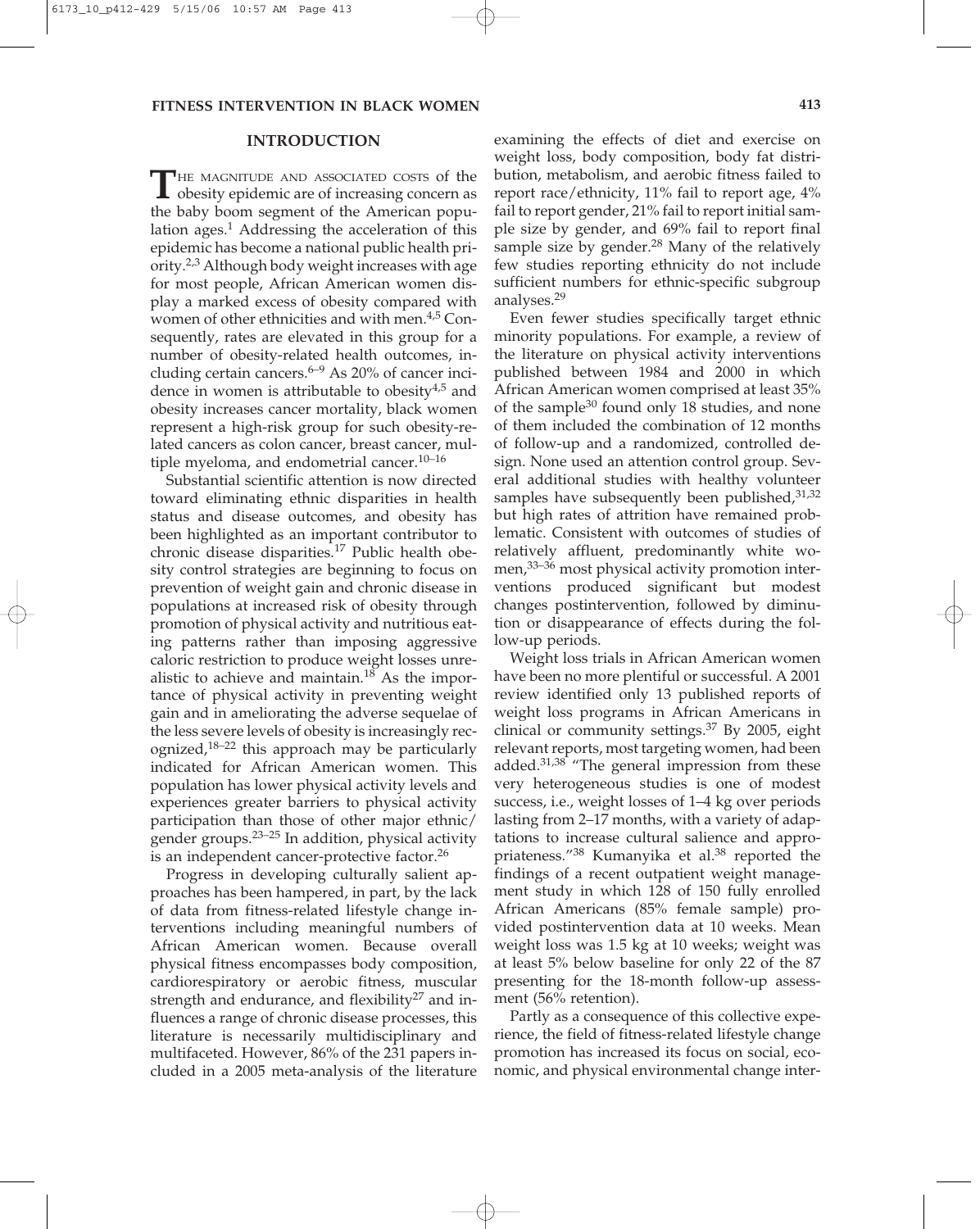## INTRODUCTION

The magnitude and associated costs of the obesity epidemic are of increasing concern as the baby boom segment of the American population ages.[1] Addressing the acceleration of this epidemic has become a national public health priority.[2,3] Although body weight increases with age for most people, African American women display a marked excess of obesity compared with women of other ethnicities and with men.[4,5] Consequently, rates are elevated in this group for a number of obesity-related health outcomes, including certain cancers.[6–9] As 20% of cancer incidence in women is attributable to obesity[4,5] and obesity increases cancer mortality, black women represent a high-risk group for such obesity-related cancers as colon cancer, breast cancer, multiple myeloma, and endometrial cancer.[10–16]

Substantial scientific attention is now directed toward eliminating ethnic disparities in health status and disease outcomes, and obesity has been highlighted as an important contributor to chronic disease disparities.[17] Public health obesity control strategies are beginning to focus on prevention of weight gain and chronic disease in populations at increased risk of obesity through promotion of physical activity and nutritious eating patterns rather than imposing aggressive caloric restriction to produce weight losses unrealistic to achieve and maintain.[18] As the importance of physical activity in preventing weight gain and in ameliorating the adverse sequelae of the less severe levels of obesity is increasingly recognized,[18–22] this approach may be particularly indicated for African American women. This population has lower physical activity levels and experiences greater barriers to physical activity participation than those of other major ethnic/gender groups.[23–25] In addition, physical activity is an independent cancer-protective factor.[26]

Progress in developing culturally salient approaches has been hampered, in part, by the lack of data from fitness-related lifestyle change interventions including meaningful numbers of African American women. Because overall physical fitness encompasses body composition, cardiorespiratory or aerobic fitness, muscular strength and endurance, and flexibility[27] and influences a range of chronic disease processes, this literature is necessarily multidisciplinary and multifaceted. However, 86% of the 231 papers included in a 2005 meta-analysis of the literature examining the effects of diet and exercise on weight loss, body composition, body fat distribution, metabolism, and aerobic fitness failed to report race/ethnicity, 11% fail to report age, 4% fail to report gender, 21% fail to report initial sample size by gender, and 69% fail to report final sample size by gender.[28] Many of the relatively few studies reporting ethnicity do not include sufficient numbers for ethnic-specific subgroup analyses.[29]

Even fewer studies specifically target ethnic minority populations. For example, a review of the literature on physical activity interventions published between 1984 and 2000 in which African American women comprised at least 35% of the sample[30] found only 18 studies, and none of them included the combination of 12 months of follow-up and a randomized, controlled design. None used an attention control group. Several additional studies with healthy volunteer samples have subsequently been published,[31,32] but high rates of attrition have remained problematic. Consistent with outcomes of studies of relatively affluent, predominantly white women,[33–36] most physical activity promotion interventions produced significant but modest changes postintervention, followed by diminution or disappearance of effects during the follow-up periods.

Weight loss trials in African American women have been no more plentiful or successful. A 2001 review identified only 13 published reports of weight loss programs in African Americans in clinical or community settings.[37] By 2005, eight relevant reports, most targeting women, had been added.[31,38] "The general impression from these very heterogeneous studies is one of modest success, i.e., weight losses of 1–4 kg over periods lasting from 2–17 months, with a variety of adaptations to increase cultural salience and appropriateness."[38] Kumanyika et al.[38] reported the findings of a recent outpatient weight management study in which 128 of 150 fully enrolled African Americans (85% female sample) provided postintervention data at 10 weeks. Mean weight loss was 1.5 kg at 10 weeks; weight was at least 5% below baseline for only 22 of the 87 presenting for the 18-month follow-up assessment (56% retention).

Partly as a consequence of this collective experience, the field of fitness-related lifestyle change promotion has increased its focus on social, economic, and physical environmental change inter-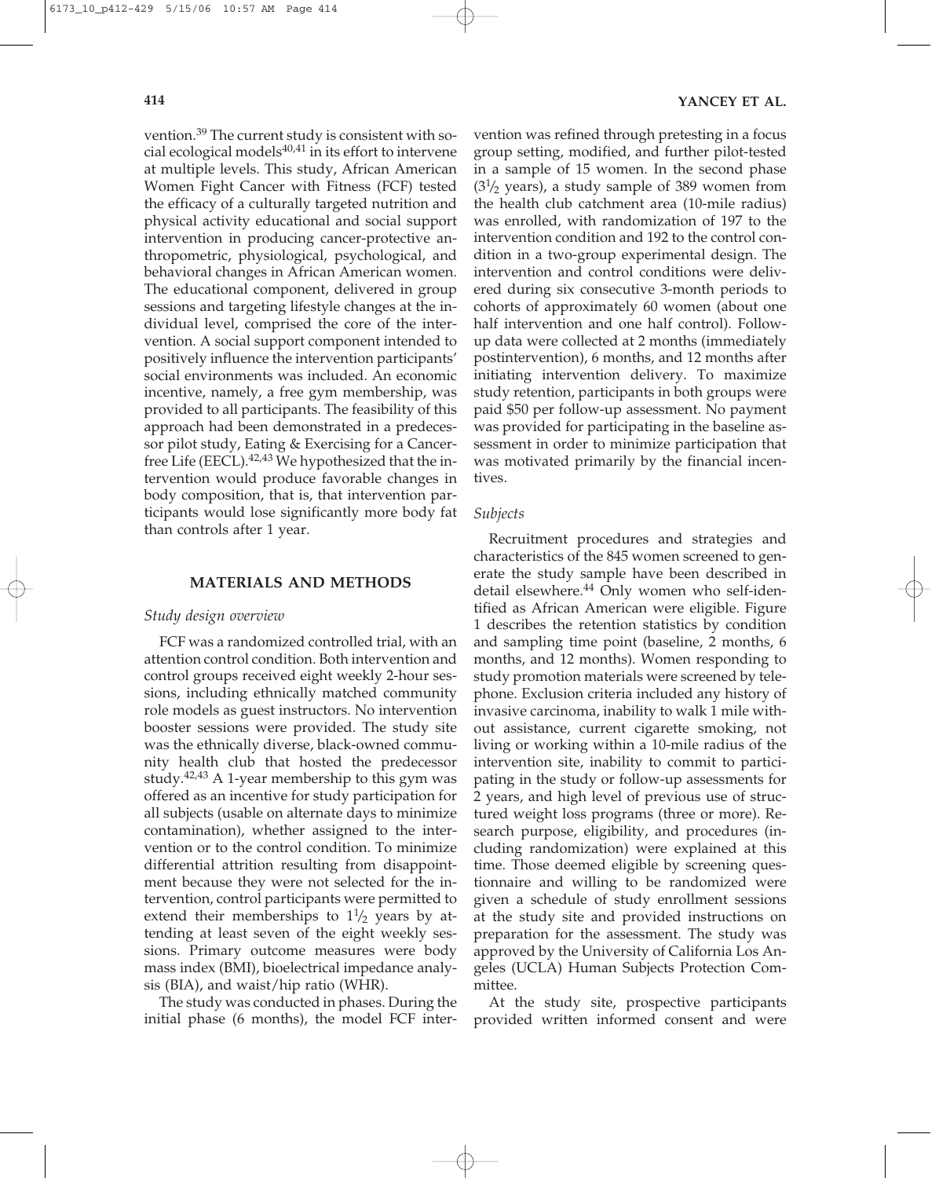vention.[39] The current study is consistent with social ecological models[40,41] in its effort to intervene at multiple levels. This study, African American Women Fight Cancer with Fitness (FCF) tested the efficacy of a culturally targeted nutrition and physical activity educational and social support intervention in producing cancer-protective anthropometric, physiological, psychological, and behavioral changes in African American women. The educational component, delivered in group sessions and targeting lifestyle changes at the individual level, comprised the core of the intervention. A social support component intended to positively influence the intervention participants' social environments was included. An economic incentive, namely, a free gym membership, was provided to all participants. The feasibility of this approach had been demonstrated in a predecessor pilot study, Eating & Exercising for a Cancer-free Life (EECL).[42,43] We hypothesized that the intervention would produce favorable changes in body composition, that is, that intervention participants would lose significantly more body fat than controls after 1 year.

## MATERIALS AND METHODS

### *Study design overview*

FCF was a randomized controlled trial, with an attention control condition. Both intervention and control groups received eight weekly 2-hour sessions, including ethnically matched community role models as guest instructors. No intervention booster sessions were provided. The study site was the ethnically diverse, black-owned community health club that hosted the predecessor study.[42,43] A 1-year membership to this gym was offered as an incentive for study participation for all subjects (usable on alternate days to minimize contamination), whether assigned to the intervention or to the control condition. To minimize differential attrition resulting from disappointment because they were not selected for the intervention, control participants were permitted to extend their memberships to 1½ years by attending at least seven of the eight weekly sessions. Primary outcome measures were body mass index (BMI), bioelectrical impedance analysis (BIA), and waist/hip ratio (WHR).

The study was conducted in phases. During the initial phase (6 months), the model FCF intervention was refined through pretesting in a focus group setting, modified, and further pilot-tested in a sample of 15 women. In the second phase (3½ years), a study sample of 389 women from the health club catchment area (10-mile radius) was enrolled, with randomization of 197 to the intervention condition and 192 to the control condition in a two-group experimental design. The intervention and control conditions were delivered during six consecutive 3-month periods to cohorts of approximately 60 women (about one half intervention and one half control). Follow-up data were collected at 2 months (immediately postintervention), 6 months, and 12 months after initiating intervention delivery. To maximize study retention, participants in both groups were paid $50 per follow-up assessment. No payment was provided for participating in the baseline assessment in order to minimize participation that was motivated primarily by the financial incentives.

### *Subjects*

Recruitment procedures and strategies and characteristics of the 845 women screened to generate the study sample have been described in detail elsewhere.[44] Only women who self-identified as African American were eligible. Figure 1 describes the retention statistics by condition and sampling time point (baseline, 2 months, 6 months, and 12 months). Women responding to study promotion materials were screened by telephone. Exclusion criteria included any history of invasive carcinoma, inability to walk 1 mile without assistance, current cigarette smoking, not living or working within a 10-mile radius of the intervention site, inability to commit to participating in the study or follow-up assessments for 2 years, and high level of previous use of structured weight loss programs (three or more). Research purpose, eligibility, and procedures (including randomization) were explained at this time. Those deemed eligible by screening questionnaire and willing to be randomized were given a schedule of study enrollment sessions at the study site and provided instructions on preparation for the assessment. The study was approved by the University of California Los Angeles (UCLA) Human Subjects Protection Committee.

At the study site, prospective participants provided written informed consent and were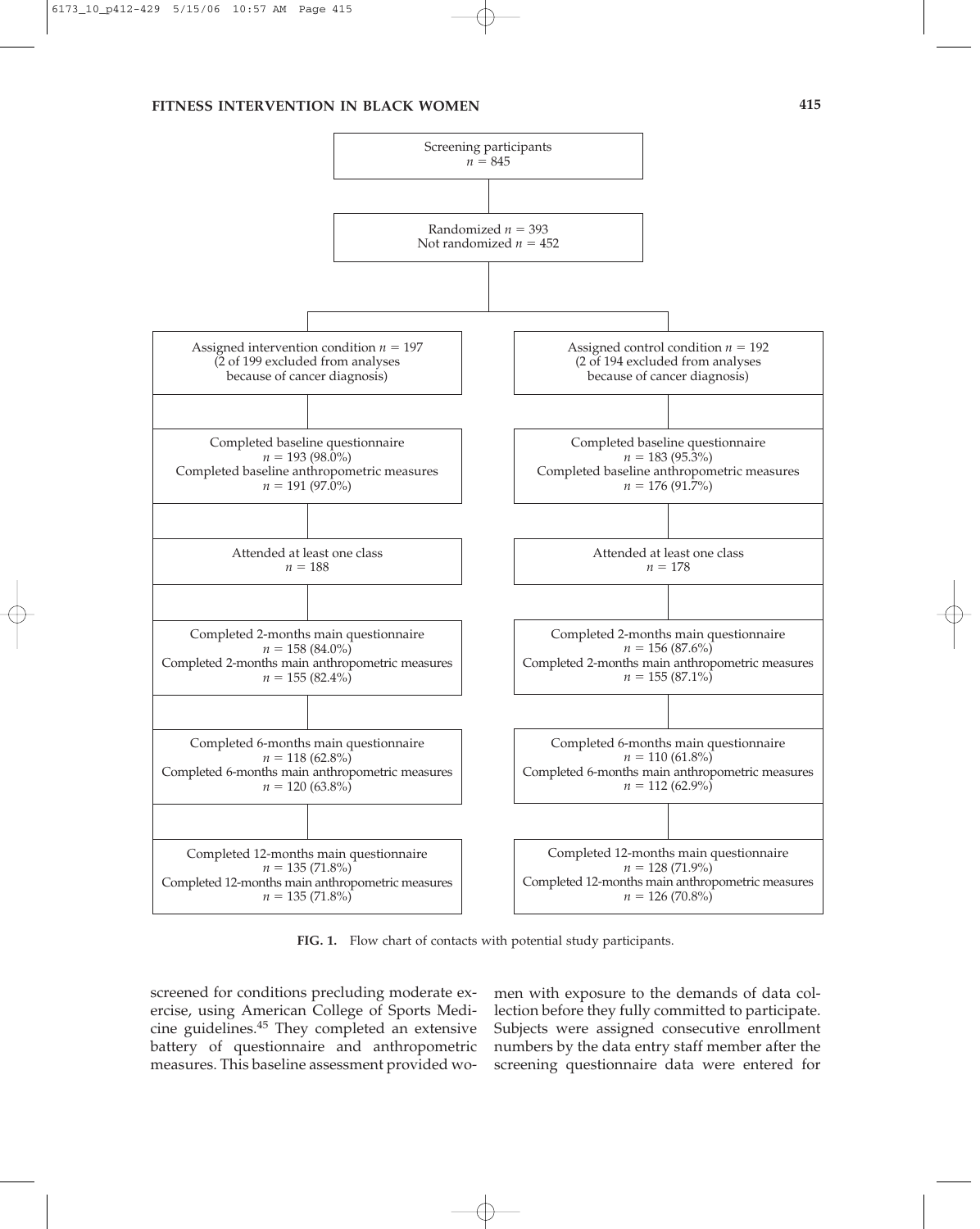Screening participants
$n = 845$

Randomized $n = 393$
Not randomized $n = 452$

| Intervention | Control |
|---|---|
| Assigned intervention condition $n = 197$ (2 of 199 excluded from analyses because of cancer diagnosis) | Assigned control condition $n = 192$ (2 of 194 excluded from analyses because of cancer diagnosis) |
| Completed baseline questionnaire $n = 193$ (98.0%) Completed baseline anthropometric measures $n = 191$ (97.0%) | Completed baseline questionnaire $n = 183$ (95.3%) Completed baseline anthropometric measures $n = 176$ (91.7%) |
| Attended at least one class $n = 188$ | Attended at least one class $n = 178$ |
| Completed 2-months main questionnaire $n = 158$ (84.0%) Completed 2-months main anthropometric measures $n = 155$ (82.4%) | Completed 2-months main questionnaire $n = 156$ (87.6%) Completed 2-months main anthropometric measures $n = 155$ (87.1%) |
| Completed 6-months main questionnaire $n = 118$ (62.8%) Completed 6-months main anthropometric measures $n = 120$ (63.8%) | Completed 6-months main questionnaire $n = 110$ (61.8%) Completed 6-months main anthropometric measures $n = 112$ (62.9%) |
| Completed 12-months main questionnaire $n = 135$ (71.8%) Completed 12-months main anthropometric measures $n = 135$ (71.8%) | Completed 12-months main questionnaire $n = 128$ (71.9%) Completed 12-months main anthropometric measures $n = 126$ (70.8%) |

**FIG. 1.** Flow chart of contacts with potential study participants.

screened for conditions precluding moderate exercise, using American College of Sports Medicine guidelines.[45] They completed an extensive battery of questionnaire and anthropometric measures. This baseline assessment provided women with exposure to the demands of data collection before they fully committed to participate. Subjects were assigned consecutive enrollment numbers by the data entry staff member after the screening questionnaire data were entered for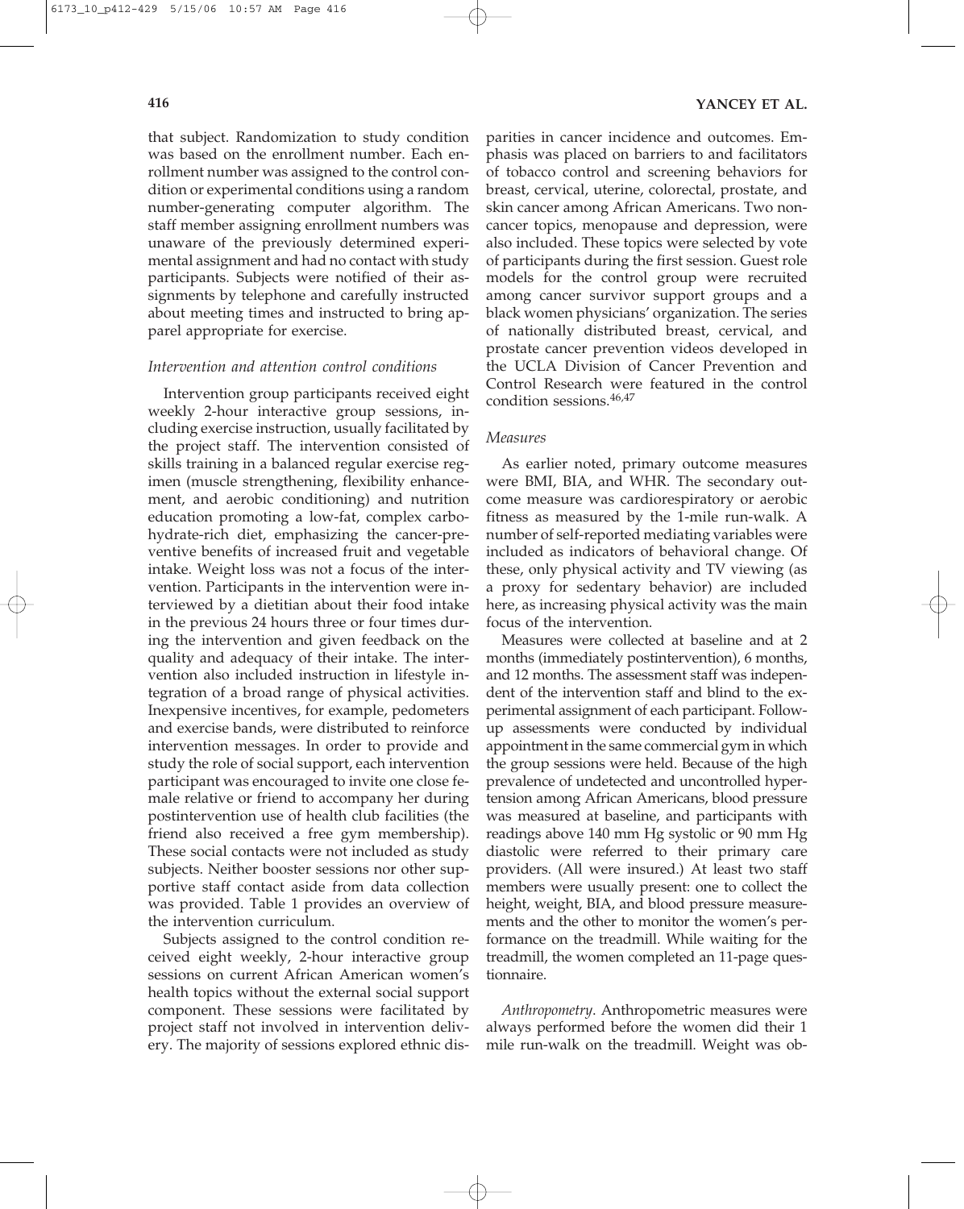that subject. Randomization to study condition was based on the enrollment number. Each enrollment number was assigned to the control condition or experimental conditions using a random number-generating computer algorithm. The staff member assigning enrollment numbers was unaware of the previously determined experimental assignment and had no contact with study participants. Subjects were notified of their assignments by telephone and carefully instructed about meeting times and instructed to bring apparel appropriate for exercise.

*Intervention and attention control conditions*

Intervention group participants received eight weekly 2-hour interactive group sessions, including exercise instruction, usually facilitated by the project staff. The intervention consisted of skills training in a balanced regular exercise regimen (muscle strengthening, flexibility enhancement, and aerobic conditioning) and nutrition education promoting a low-fat, complex carbohydrate-rich diet, emphasizing the cancer-preventive benefits of increased fruit and vegetable intake. Weight loss was not a focus of the intervention. Participants in the intervention were interviewed by a dietitian about their food intake in the previous 24 hours three or four times during the intervention and given feedback on the quality and adequacy of their intake. The intervention also included instruction in lifestyle integration of a broad range of physical activities. Inexpensive incentives, for example, pedometers and exercise bands, were distributed to reinforce intervention messages. In order to provide and study the role of social support, each intervention participant was encouraged to invite one close female relative or friend to accompany her during postintervention use of health club facilities (the friend also received a free gym membership). These social contacts were not included as study subjects. Neither booster sessions nor other supportive staff contact aside from data collection was provided. Table 1 provides an overview of the intervention curriculum.

Subjects assigned to the control condition received eight weekly, 2-hour interactive group sessions on current African American women's health topics without the external social support component. These sessions were facilitated by project staff not involved in intervention delivery. The majority of sessions explored ethnic disparities in cancer incidence and outcomes. Emphasis was placed on barriers to and facilitators of tobacco control and screening behaviors for breast, cervical, uterine, colorectal, prostate, and skin cancer among African Americans. Two noncancer topics, menopause and depression, were also included. These topics were selected by vote of participants during the first session. Guest role models for the control group were recruited among cancer survivor support groups and a black women physicians' organization. The series of nationally distributed breast, cervical, and prostate cancer prevention videos developed in the UCLA Division of Cancer Prevention and Control Research were featured in the control condition sessions.[46,47]

*Measures*

As earlier noted, primary outcome measures were BMI, BIA, and WHR. The secondary outcome measure was cardiorespiratory or aerobic fitness as measured by the 1-mile run-walk. A number of self-reported mediating variables were included as indicators of behavioral change. Of these, only physical activity and TV viewing (as a proxy for sedentary behavior) are included here, as increasing physical activity was the main focus of the intervention.

Measures were collected at baseline and at 2 months (immediately postintervention), 6 months, and 12 months. The assessment staff was independent of the intervention staff and blind to the experimental assignment of each participant. Follow-up assessments were conducted by individual appointment in the same commercial gym in which the group sessions were held. Because of the high prevalence of undetected and uncontrolled hypertension among African Americans, blood pressure was measured at baseline, and participants with readings above 140 mm Hg systolic or 90 mm Hg diastolic were referred to their primary care providers. (All were insured.) At least two staff members were usually present: one to collect the height, weight, BIA, and blood pressure measurements and the other to monitor the women's performance on the treadmill. While waiting for the treadmill, the women completed an 11-page questionnaire.

*Anthropometry*. Anthropometric measures were always performed before the women did their 1 mile run-walk on the treadmill. Weight was ob-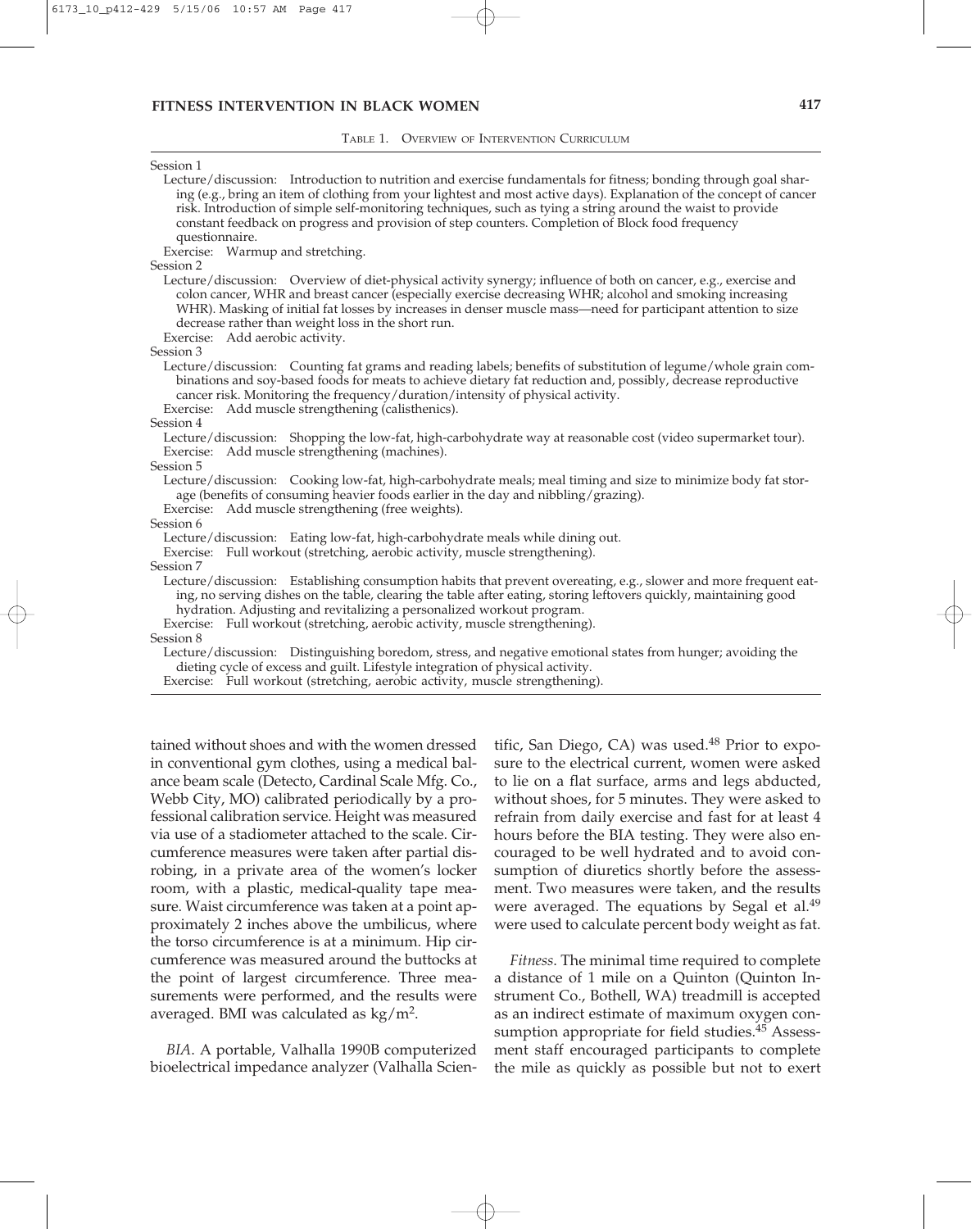TABLE 1. OVERVIEW OF INTERVENTION CURRICULUM

| Session | Component | Content |
|---|---|---|
| Session 1 | Lecture/discussion: | Introduction to nutrition and exercise fundamentals for fitness; bonding through goal sharing (e.g., bring an item of clothing from your lightest and most active days). Explanation of the concept of cancer risk. Introduction of simple self-monitoring techniques, such as tying a string around the waist to provide constant feedback on progress and provision of step counters. Completion of Block food frequency questionnaire. |
| | Exercise: | Warmup and stretching. |
| Session 2 | Lecture/discussion: | Overview of diet-physical activity synergy; influence of both on cancer, e.g., exercise and colon cancer, WHR and breast cancer (especially exercise decreasing WHR; alcohol and smoking increasing WHR). Masking of initial fat losses by increases in denser muscle mass—need for participant attention to size decrease rather than weight loss in the short run. |
| | Exercise: | Add aerobic activity. |
| Session 3 | Lecture/discussion: | Counting fat grams and reading labels; benefits of substitution of legume/whole grain combinations and soy-based foods for meats to achieve dietary fat reduction and, possibly, decrease reproductive cancer risk. Monitoring the frequency/duration/intensity of physical activity. |
| | Exercise: | Add muscle strengthening (calisthenics). |
| Session 4 | Lecture/discussion: | Shopping the low-fat, high-carbohydrate way at reasonable cost (video supermarket tour). |
| | Exercise: | Add muscle strengthening (machines). |
| Session 5 | Lecture/discussion: | Cooking low-fat, high-carbohydrate meals; meal timing and size to minimize body fat storage (benefits of consuming heavier foods earlier in the day and nibbling/grazing). |
| | Exercise: | Add muscle strengthening (free weights). |
| Session 6 | Lecture/discussion: | Eating low-fat, high-carbohydrate meals while dining out. |
| | Exercise: | Full workout (stretching, aerobic activity, muscle strengthening). |
| Session 7 | Lecture/discussion: | Establishing consumption habits that prevent overeating, e.g., slower and more frequent eating, no serving dishes on the table, clearing the table after eating, storing leftovers quickly, maintaining good hydration. Adjusting and revitalizing a personalized workout program. |
| | Exercise: | Full workout (stretching, aerobic activity, muscle strengthening). |
| Session 8 | Lecture/discussion: | Distinguishing boredom, stress, and negative emotional states from hunger; avoiding the dieting cycle of excess and guilt. Lifestyle integration of physical activity. |
| | Exercise: | Full workout (stretching, aerobic activity, muscle strengthening). |

tained without shoes and with the women dressed in conventional gym clothes, using a medical balance beam scale (Detecto, Cardinal Scale Mfg. Co., Webb City, MO) calibrated periodically by a professional calibration service. Height was measured via use of a stadiometer attached to the scale. Circumference measures were taken after partial disrobing, in a private area of the women's locker room, with a plastic, medical-quality tape measure. Waist circumference was taken at a point approximately 2 inches above the umbilicus, where the torso circumference is at a minimum. Hip circumference was measured around the buttocks at the point of largest circumference. Three measurements were performed, and the results were averaged. BMI was calculated as $kg/m^2$.

*BIA*. A portable, Valhalla 1990B computerized bioelectrical impedance analyzer (Valhalla Scientific, San Diego, CA) was used.[48] Prior to exposure to the electrical current, women were asked to lie on a flat surface, arms and legs abducted, without shoes, for 5 minutes. They were asked to refrain from daily exercise and fast for at least 4 hours before the BIA testing. They were also encouraged to be well hydrated and to avoid consumption of diuretics shortly before the assessment. Two measures were taken, and the results were averaged. The equations by Segal et al.[49] were used to calculate percent body weight as fat.

*Fitness*. The minimal time required to complete a distance of 1 mile on a Quinton (Quinton Instrument Co., Bothell, WA) treadmill is accepted as an indirect estimate of maximum oxygen consumption appropriate for field studies.[45] Assessment staff encouraged participants to complete the mile as quickly as possible but not to exert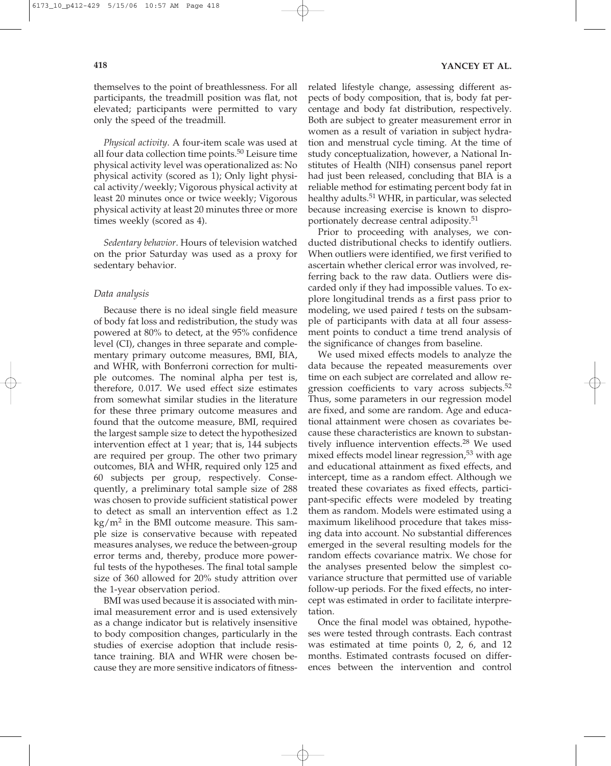themselves to the point of breathlessness. For all participants, the treadmill position was flat, not elevated; participants were permitted to vary only the speed of the treadmill.

*Physical activity*. A four-item scale was used at all four data collection time points.[50] Leisure time physical activity level was operationalized as: No physical activity (scored as 1); Only light physical activity/weekly; Vigorous physical activity at least 20 minutes once or twice weekly; Vigorous physical activity at least 20 minutes three or more times weekly (scored as 4).

*Sedentary behavior*. Hours of television watched on the prior Saturday was used as a proxy for sedentary behavior.

### *Data analysis*

Because there is no ideal single field measure of body fat loss and redistribution, the study was powered at 80% to detect, at the 95% confidence level (CI), changes in three separate and complementary primary outcome measures, BMI, BIA, and WHR, with Bonferroni correction for multiple outcomes. The nominal alpha per test is, therefore, 0.017. We used effect size estimates from somewhat similar studies in the literature for these three primary outcome measures and found that the outcome measure, BMI, required the largest sample size to detect the hypothesized intervention effect at 1 year; that is, 144 subjects are required per group. The other two primary outcomes, BIA and WHR, required only 125 and 60 subjects per group, respectively. Consequently, a preliminary total sample size of 288 was chosen to provide sufficient statistical power to detect as small an intervention effect as 1.2 $kg/m^2$ in the BMI outcome measure. This sample size is conservative because with repeated measures analyses, we reduce the between-group error terms and, thereby, produce more powerful tests of the hypotheses. The final total sample size of 360 allowed for 20% study attrition over the 1-year observation period.

BMI was used because it is associated with minimal measurement error and is used extensively as a change indicator but is relatively insensitive to body composition changes, particularly in the studies of exercise adoption that include resistance training. BIA and WHR were chosen because they are more sensitive indicators of fitness-related lifestyle change, assessing different aspects of body composition, that is, body fat percentage and body fat distribution, respectively. Both are subject to greater measurement error in women as a result of variation in subject hydration and menstrual cycle timing. At the time of study conceptualization, however, a National Institutes of Health (NIH) consensus panel report had just been released, concluding that BIA is a reliable method for estimating percent body fat in healthy adults.[51] WHR, in particular, was selected because increasing exercise is known to disproportionately decrease central adiposity.[51]

Prior to proceeding with analyses, we conducted distributional checks to identify outliers. When outliers were identified, we first verified to ascertain whether clerical error was involved, referring back to the raw data. Outliers were discarded only if they had impossible values. To explore longitudinal trends as a first pass prior to modeling, we used paired *t* tests on the subsample of participants with data at all four assessment points to conduct a time trend analysis of the significance of changes from baseline.

We used mixed effects models to analyze the data because the repeated measurements over time on each subject are correlated and allow regression coefficients to vary across subjects.[52] Thus, some parameters in our regression model are fixed, and some are random. Age and educational attainment were chosen as covariates because these characteristics are known to substantively influence intervention effects.[28] We used mixed effects model linear regression,[53] with age and educational attainment as fixed effects, and intercept, time as a random effect. Although we treated these covariates as fixed effects, participant-specific effects were modeled by treating them as random. Models were estimated using a maximum likelihood procedure that takes missing data into account. No substantial differences emerged in the several resulting models for the random effects covariance matrix. We chose for the analyses presented below the simplest covariance structure that permitted use of variable follow-up periods. For the fixed effects, no intercept was estimated in order to facilitate interpretation.

Once the final model was obtained, hypotheses were tested through contrasts. Each contrast was estimated at time points 0, 2, 6, and 12 months. Estimated contrasts focused on differences between the intervention and control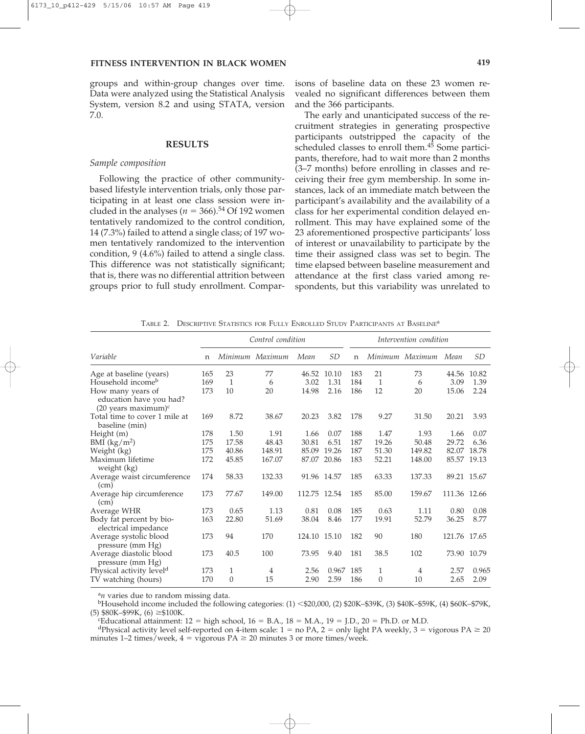groups and within-group changes over time. Data were analyzed using the Statistical Analysis System, version 8.2 and using STATA, version 7.0.

## RESULTS

### *Sample composition*

Following the practice of other community-based lifestyle intervention trials, only those participating in at least one class session were included in the analyses ($n = 366$).[54] Of 192 women tentatively randomized to the control condition, 14 (7.3%) failed to attend a single class; of 197 women tentatively randomized to the intervention condition, 9 (4.6%) failed to attend a single class. This difference was not statistically significant; that is, there was no differential attrition between groups prior to full study enrollment. Comparisons of baseline data on these 23 women revealed no significant differences between them and the 366 participants.

The early and unanticipated success of the recruitment strategies in generating prospective participants outstripped the capacity of the scheduled classes to enroll them.[45] Some participants, therefore, had to wait more than 2 months (3–7 months) before enrolling in classes and receiving their free gym membership. In some instances, lack of an immediate match between the participant's availability and the availability of a class for her experimental condition delayed enrollment. This may have explained some of the 23 aforementioned prospective participants' loss of interest or unavailability to participate by the time their assigned class was set to begin. The time elapsed between baseline measurement and attendance at the first class varied among respondents, but this variability was unrelated to

TABLE 2. DESCRIPTIVE STATISTICS FOR FULLY ENROLLED STUDY PARTICIPANTS AT BASELINE[a]

| | Control condition | | | | | Intervention condition | | | | |
|---|---|---|---|---|---|---|---|---|---|---|
| *Variable* | n | *Minimum* | *Maximum* | *Mean* | *SD* | n | *Minimum* | *Maximum* | *Mean* | *SD* |
| Age at baseline (years) | 165 | 23 | 77 | 46.52 | 10.10 | 183 | 21 | 73 | 44.56 | 10.82 |
| Household income[b] | 169 | 1 | 6 | 3.02 | 1.31 | 184 | 1 | 6 | 3.09 | 1.39 |
| How many years of education have you had? (20 years maximum)[c] | 173 | 10 | 20 | 14.98 | 2.16 | 186 | 12 | 20 | 15.06 | 2.24 |
| Total time to cover 1 mile at baseline (min) | 169 | 8.72 | 38.67 | 20.23 | 3.82 | 178 | 9.27 | 31.50 | 20.21 | 3.93 |
| Height (m) | 178 | 1.50 | 1.91 | 1.66 | 0.07 | 188 | 1.47 | 1.93 | 1.66 | 0.07 |
| BMI (kg/m$^2$) | 175 | 17.58 | 48.43 | 30.81 | 6.51 | 187 | 19.26 | 50.48 | 29.72 | 6.36 |
| Weight (kg) | 175 | 40.86 | 148.91 | 85.09 | 19.26 | 187 | 51.30 | 149.82 | 82.07 | 18.78 |
| Maximum lifetime weight (kg) | 172 | 45.85 | 167.07 | 87.07 | 20.86 | 183 | 52.21 | 148.00 | 85.57 | 19.13 |
| Average waist circumference (cm) | 174 | 58.33 | 132.33 | 91.96 | 14.57 | 185 | 63.33 | 137.33 | 89.21 | 15.67 |
| Average hip circumference (cm) | 173 | 77.67 | 149.00 | 112.75 | 12.54 | 185 | 85.00 | 159.67 | 111.36 | 12.66 |
| Average WHR | 173 | 0.65 | 1.13 | 0.81 | 0.08 | 185 | 0.63 | 1.11 | 0.80 | 0.08 |
| Body fat percent by bio-electrical impedance | 163 | 22.80 | 51.69 | 38.04 | 8.46 | 177 | 19.91 | 52.79 | 36.25 | 8.77 |
| Average systolic blood pressure (mm Hg) | 173 | 94 | 170 | 124.10 | 15.10 | 182 | 90 | 180 | 121.76 | 17.65 |
| Average diastolic blood pressure (mm Hg) | 173 | 40.5 | 100 | 73.95 | 9.40 | 181 | 38.5 | 102 | 73.90 | 10.79 |
| Physical activity level[d] | 173 | 1 | 4 | 2.56 | 0.967 | 185 | 1 | 4 | 2.57 | 0.965 |
| TV watching (hours) | 170 | 0 | 15 | 2.90 | 2.59 | 186 | 0 | 10 | 2.65 | 2.09 |

[a]*n* varies due to random missing data.
[b]Household income included the following categories: (1) <\$20,000, (2) \$20K–\$39K, (3) \$40K–\$59K, (4) \$60K–\$79K, (5) \$80K–\$99K, (6) ≥\$100K.
[c]Educational attainment: 12 = high school, 16 = B.A., 18 = M.A., 19 = J.D., 20 = Ph.D. or M.D.
[d]Physical activity level self-reported on 4-item scale: 1 = no PA, 2 = only light PA weekly, 3 = vigorous PA ≥ 20 minutes 1–2 times/week, 4 = vigorous PA ≥ 20 minutes 3 or more times/week.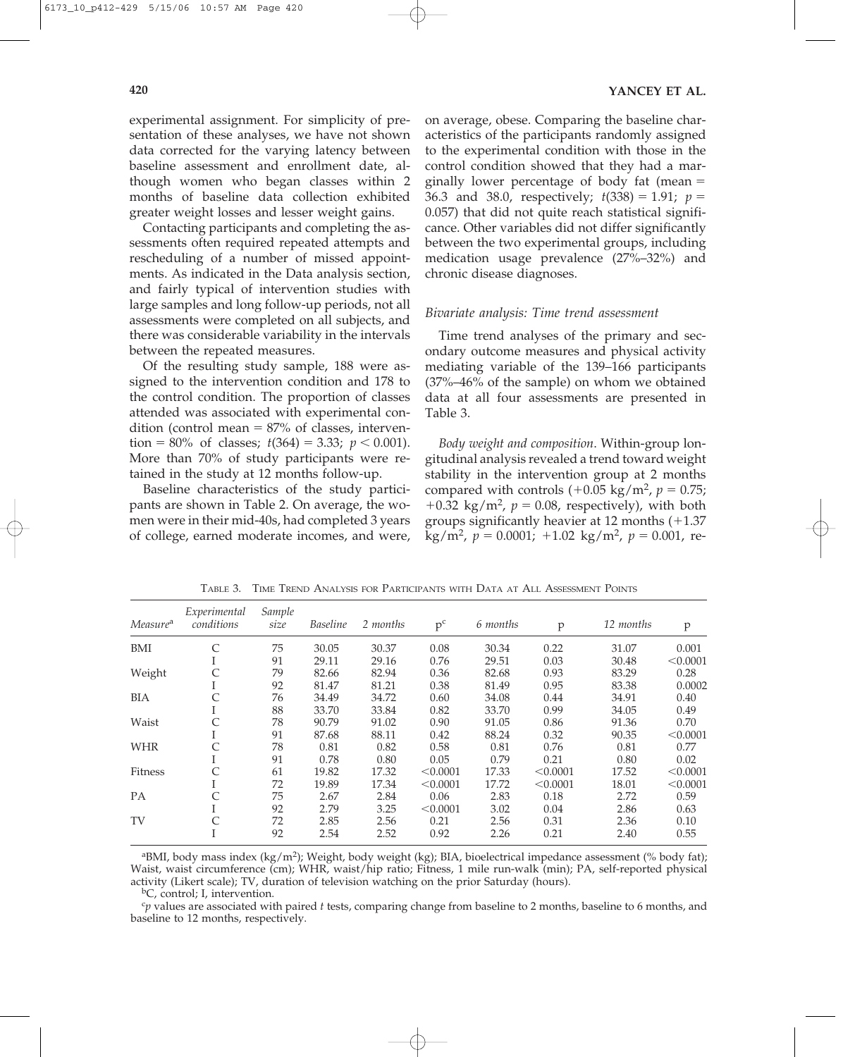experimental assignment. For simplicity of presentation of these analyses, we have not shown data corrected for the varying latency between baseline assessment and enrollment date, although women who began classes within 2 months of baseline data collection exhibited greater weight losses and lesser weight gains.

Contacting participants and completing the assessments often required repeated attempts and rescheduling of a number of missed appointments. As indicated in the Data analysis section, and fairly typical of intervention studies with large samples and long follow-up periods, not all assessments were completed on all subjects, and there was considerable variability in the intervals between the repeated measures.

Of the resulting study sample, 188 were assigned to the intervention condition and 178 to the control condition. The proportion of classes attended was associated with experimental condition (control mean = 87% of classes, intervention = 80% of classes; $t(364) = 3.33$; $p < 0.001$). More than 70% of study participants were retained in the study at 12 months follow-up.

Baseline characteristics of the study participants are shown in Table 2. On average, the women were in their mid-40s, had completed 3 years of college, earned moderate incomes, and were, on average, obese. Comparing the baseline characteristics of the participants randomly assigned to the experimental condition with those in the control condition showed that they had a marginally lower percentage of body fat (mean = 36.3 and 38.0, respectively; $t(338) = 1.91$; $p = 0.057$) that did not quite reach statistical significance. Other variables did not differ significantly between the two experimental groups, including medication usage prevalence (27%–32%) and chronic disease diagnoses.

### *Bivariate analysis: Time trend assessment*

Time trend analyses of the primary and secondary outcome measures and physical activity mediating variable of the 139–166 participants (37%–46% of the sample) on whom we obtained data at all four assessments are presented in Table 3.

*Body weight and composition*. Within-group longitudinal analysis revealed a trend toward weight stability in the intervention group at 2 months compared with controls (+0.05 kg/m$^2$, $p = 0.75$; +0.32 kg/m$^2$, $p = 0.08$, respectively), with both groups significantly heavier at 12 months (+1.37 kg/m$^2$, $p = 0.0001$; +1.02 kg/m$^2$, $p = 0.001$, re-

Table 3. Time Trend Analysis for Participants with Data at All Assessment Points

| Measure[a] | Experimental conditions | Sample size | Baseline | 2 months | p[c] | 6 months | p | 12 months | p |
|---|---|---|---|---|---|---|---|---|---|
| BMI | C | 75 | 30.05 | 30.37 | 0.08 | 30.34 | 0.22 | 31.07 | 0.001 |
| | I | 91 | 29.11 | 29.16 | 0.76 | 29.51 | 0.03 | 30.48 | <0.0001 |
| Weight | C | 79 | 82.66 | 82.94 | 0.36 | 82.68 | 0.93 | 83.29 | 0.28 |
| | I | 92 | 81.47 | 81.21 | 0.38 | 81.49 | 0.95 | 83.38 | 0.0002 |
| BIA | C | 76 | 34.49 | 34.72 | 0.60 | 34.08 | 0.44 | 34.91 | 0.40 |
| | I | 88 | 33.70 | 33.84 | 0.82 | 33.70 | 0.99 | 34.05 | 0.49 |
| Waist | C | 78 | 90.79 | 91.02 | 0.90 | 91.05 | 0.86 | 91.36 | 0.70 |
| | I | 91 | 87.68 | 88.11 | 0.42 | 88.24 | 0.32 | 90.35 | <0.0001 |
| WHR | C | 78 | 0.81 | 0.82 | 0.58 | 0.81 | 0.76 | 0.81 | 0.77 |
| | I | 91 | 0.78 | 0.80 | 0.05 | 0.79 | 0.21 | 0.80 | 0.02 |
| Fitness | C | 61 | 19.82 | 17.32 | <0.0001 | 17.33 | <0.0001 | 17.52 | <0.0001 |
| | I | 72 | 19.89 | 17.34 | <0.0001 | 17.72 | <0.0001 | 18.01 | <0.0001 |
| PA | C | 75 | 2.67 | 2.84 | 0.06 | 2.83 | 0.18 | 2.72 | 0.59 |
| | I | 92 | 2.79 | 3.25 | <0.0001 | 3.02 | 0.04 | 2.86 | 0.63 |
| TV | C | 72 | 2.85 | 2.56 | 0.21 | 2.56 | 0.31 | 2.36 | 0.10 |
| | I | 92 | 2.54 | 2.52 | 0.92 | 2.26 | 0.21 | 2.40 | 0.55 |

[a]BMI, body mass index (kg/m$^2$); Weight, body weight (kg); BIA, bioelectrical impedance assessment (% body fat); Waist, waist circumference (cm); WHR, waist/hip ratio; Fitness, 1 mile run-walk (min); PA, self-reported physical activity (Likert scale); TV, duration of television watching on the prior Saturday (hours).

[b]C, control; I, intervention.

[c]*p* values are associated with paired *t* tests, comparing change from baseline to 2 months, baseline to 6 months, and baseline to 12 months, respectively.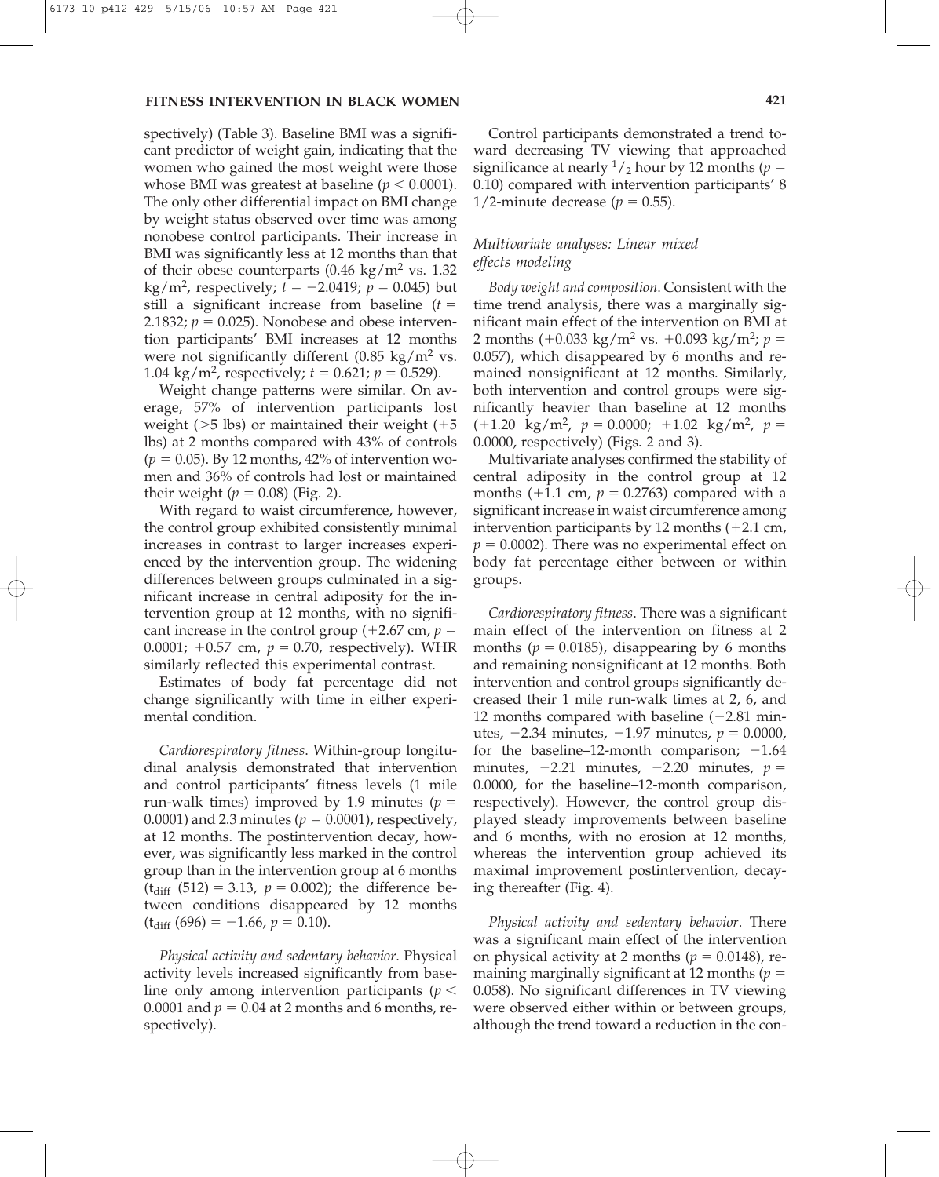spectively) (Table 3). Baseline BMI was a significant predictor of weight gain, indicating that the women who gained the most weight were those whose BMI was greatest at baseline ($p < 0.0001$). The only other differential impact on BMI change by weight status observed over time was among nonobese control participants. Their increase in BMI was significantly less at 12 months than that of their obese counterparts (0.46 $kg/m^2$ vs. 1.32 $kg/m^2$, respectively; $t = -2.0419$; $p = 0.045$) but still a significant increase from baseline ($t = 2.1832$; $p = 0.025$). Nonobese and obese intervention participants' BMI increases at 12 months were not significantly different (0.85 $kg/m^2$ vs. 1.04 $kg/m^2$, respectively; $t = 0.621$; $p = 0.529$).

Weight change patterns were similar. On average, 57% of intervention participants lost weight (>5 lbs) or maintained their weight (+5 lbs) at 2 months compared with 43% of controls ($p = 0.05$). By 12 months, 42% of intervention women and 36% of controls had lost or maintained their weight ($p = 0.08$) (Fig. 2).

With regard to waist circumference, however, the control group exhibited consistently minimal increases in contrast to larger increases experienced by the intervention group. The widening differences between groups culminated in a significant increase in central adiposity for the intervention group at 12 months, with no significant increase in the control group (+2.67 cm, $p = 0.0001$; +0.57 cm, $p = 0.70$, respectively). WHR similarly reflected this experimental contrast.

Estimates of body fat percentage did not change significantly with time in either experimental condition.

*Cardiorespiratory fitness.* Within-group longitudinal analysis demonstrated that intervention and control participants' fitness levels (1 mile run-walk times) improved by 1.9 minutes ($p = 0.0001$) and 2.3 minutes ($p = 0.0001$), respectively, at 12 months. The postintervention decay, however, was significantly less marked in the control group than in the intervention group at 6 months ($t_{diff}$ (512) = 3.13, $p = 0.002$); the difference between conditions disappeared by 12 months ($t_{diff}$ (696) = −1.66, $p = 0.10$).

*Physical activity and sedentary behavior*. Physical activity levels increased significantly from baseline only among intervention participants ($p < 0.0001$ and $p = 0.04$ at 2 months and 6 months, respectively).

Control participants demonstrated a trend toward decreasing TV viewing that approached significance at nearly 1/2 hour by 12 months ($p = 0.10$) compared with intervention participants' 8 1/2-minute decrease ($p = 0.55$).

### *Multivariate analyses: Linear mixed effects modeling*

*Body weight and composition*. Consistent with the time trend analysis, there was a marginally significant main effect of the intervention on BMI at 2 months (+0.033 $kg/m^2$ vs. +0.093 $kg/m^2$; $p = 0.057$), which disappeared by 6 months and remained nonsignificant at 12 months. Similarly, both intervention and control groups were significantly heavier than baseline at 12 months (+1.20 $kg/m^2$, $p = 0.0000$; +1.02 $kg/m^2$, $p = 0.0000$, respectively) (Figs. 2 and 3).

Multivariate analyses confirmed the stability of central adiposity in the control group at 12 months (+1.1 cm, $p = 0.2763$) compared with a significant increase in waist circumference among intervention participants by 12 months (+2.1 cm, $p = 0.0002$). There was no experimental effect on body fat percentage either between or within groups.

*Cardiorespiratory fitness*. There was a significant main effect of the intervention on fitness at 2 months ($p = 0.0185$), disappearing by 6 months and remaining nonsignificant at 12 months. Both intervention and control groups significantly decreased their 1 mile run-walk times at 2, 6, and 12 months compared with baseline (−2.81 minutes, −2.34 minutes, −1.97 minutes, $p = 0.0000$, for the baseline–12-month comparison; −1.64 minutes, −2.21 minutes, −2.20 minutes, $p = 0.0000$, for the baseline–12-month comparison, respectively). However, the control group displayed steady improvements between baseline and 6 months, with no erosion at 12 months, whereas the intervention group achieved its maximal improvement postintervention, decaying thereafter (Fig. 4).

*Physical activity and sedentary behavior*. There was a significant main effect of the intervention on physical activity at 2 months ($p = 0.0148$), remaining marginally significant at 12 months ($p = 0.058$). No significant differences in TV viewing were observed either within or between groups, although the trend toward a reduction in the con-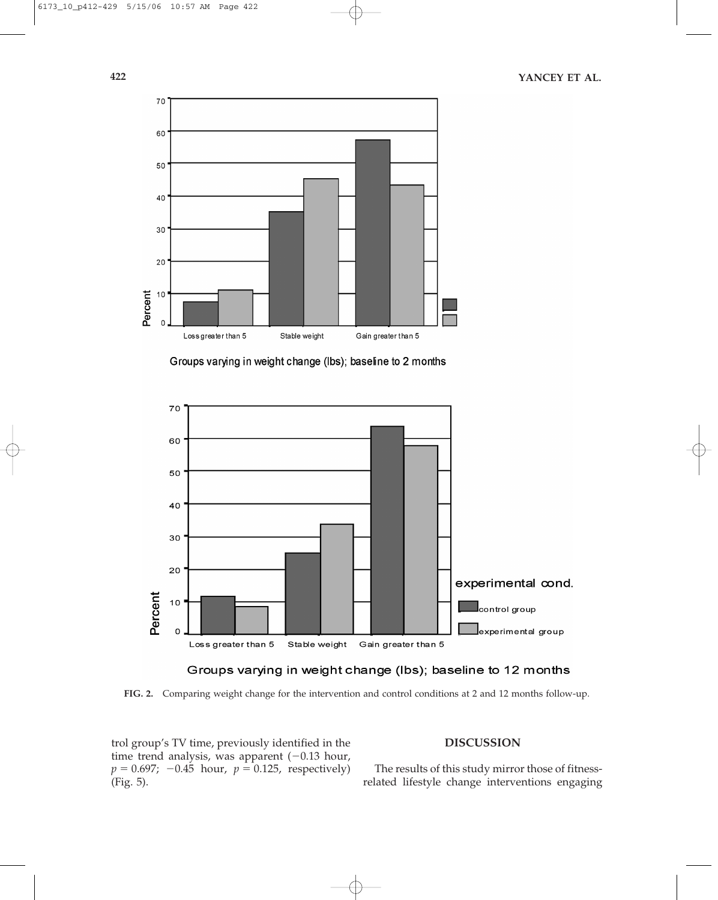FIG. 2. Comparing weight change for the intervention and control conditions at 2 and 12 months follow-up.

trol group's TV time, previously identified in the time trend analysis, was apparent (−0.13 hour, $p = 0.697$; −0.45 hour, $p = 0.125$, respectively) (Fig. 5).

## DISCUSSION

The results of this study mirror those of fitness-related lifestyle change interventions engaging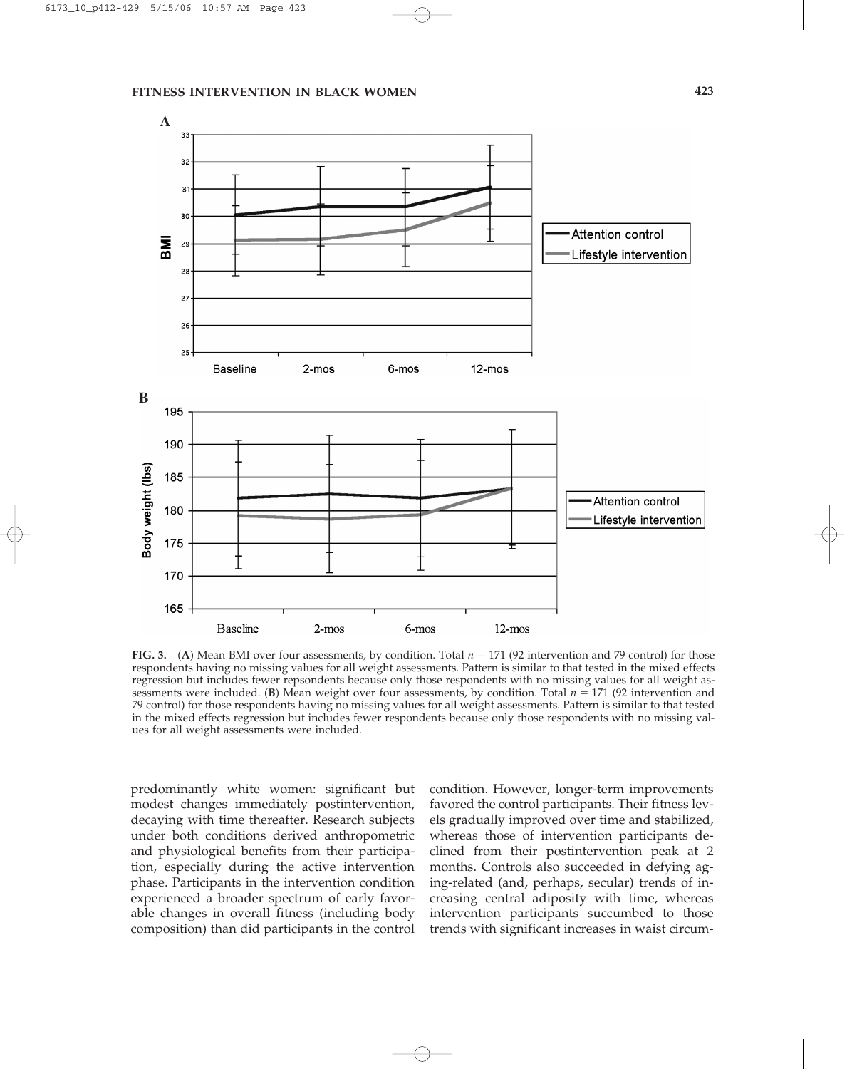**FIG. 3.** (**A**) Mean BMI over four assessments, by condition. Total $n = 171$ (92 intervention and 79 control) for those respondents having no missing values for all weight assessments. Pattern is similar to that tested in the mixed effects regression but includes fewer repsondents because only those respondents with no missing values for all weight assessments were included. (**B**) Mean weight over four assessments, by condition. Total $n = 171$ (92 intervention and 79 control) for those respondents having no missing values for all weight assessments. Pattern is similar to that tested in the mixed effects regression but includes fewer respondents because only those respondents with no missing values for all weight assessments were included.

predominantly white women: significant but modest changes immediately postintervention, decaying with time thereafter. Research subjects under both conditions derived anthropometric and physiological benefits from their participation, especially during the active intervention phase. Participants in the intervention condition experienced a broader spectrum of early favorable changes in overall fitness (including body composition) than did participants in the control condition. However, longer-term improvements favored the control participants. Their fitness levels gradually improved over time and stabilized, whereas those of intervention participants declined from their postintervention peak at 2 months. Controls also succeeded in defying aging-related (and, perhaps, secular) trends of increasing central adiposity with time, whereas intervention participants succumbed to those trends with significant increases in waist circum-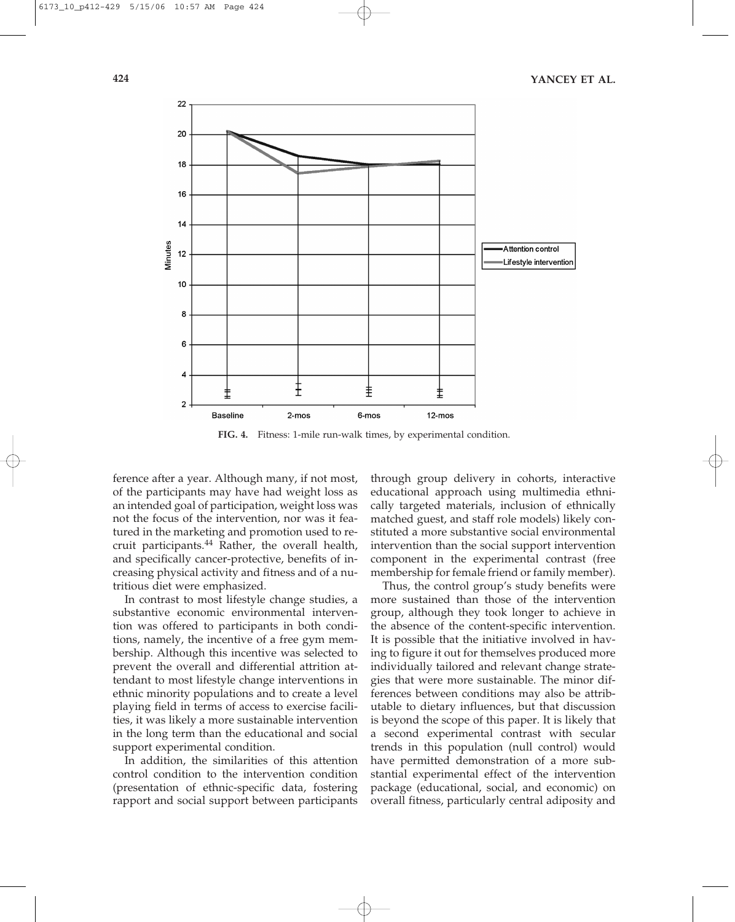FIG. 4. Fitness: 1-mile run-walk times, by experimental condition.

ference after a year. Although many, if not most, of the participants may have had weight loss as an intended goal of participation, weight loss was not the focus of the intervention, nor was it featured in the marketing and promotion used to recruit participants.[44] Rather, the overall health, and specifically cancer-protective, benefits of increasing physical activity and fitness and of a nutritious diet were emphasized.

In contrast to most lifestyle change studies, a substantive economic environmental intervention was offered to participants in both conditions, namely, the incentive of a free gym membership. Although this incentive was selected to prevent the overall and differential attrition attendant to most lifestyle change interventions in ethnic minority populations and to create a level playing field in terms of access to exercise facilities, it was likely a more sustainable intervention in the long term than the educational and social support experimental condition.

In addition, the similarities of this attention control condition to the intervention condition (presentation of ethnic-specific data, fostering rapport and social support between participants through group delivery in cohorts, interactive educational approach using multimedia ethnically targeted materials, inclusion of ethnically matched guest, and staff role models) likely constituted a more substantive social environmental intervention than the social support intervention component in the experimental contrast (free membership for female friend or family member).

Thus, the control group's study benefits were more sustained than those of the intervention group, although they took longer to achieve in the absence of the content-specific intervention. It is possible that the initiative involved in having to figure it out for themselves produced more individually tailored and relevant change strategies that were more sustainable. The minor differences between conditions may also be attributable to dietary influences, but that discussion is beyond the scope of this paper. It is likely that a second experimental contrast with secular trends in this population (null control) would have permitted demonstration of a more substantial experimental effect of the intervention package (educational, social, and economic) on overall fitness, particularly central adiposity and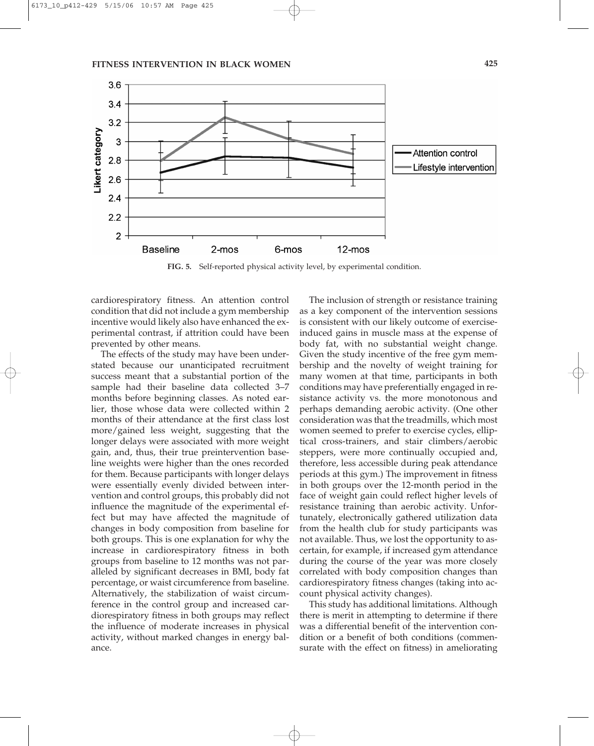FIG. 5. Self-reported physical activity level, by experimental condition.

cardiorespiratory fitness. An attention control condition that did not include a gym membership incentive would likely also have enhanced the experimental contrast, if attrition could have been prevented by other means.

The effects of the study may have been understated because our unanticipated recruitment success meant that a substantial portion of the sample had their baseline data collected 3–7 months before beginning classes. As noted earlier, those whose data were collected within 2 months of their attendance at the first class lost more/gained less weight, suggesting that the longer delays were associated with more weight gain, and, thus, their true preintervention baseline weights were higher than the ones recorded for them. Because participants with longer delays were essentially evenly divided between intervention and control groups, this probably did not influence the magnitude of the experimental effect but may have affected the magnitude of changes in body composition from baseline for both groups. This is one explanation for why the increase in cardiorespiratory fitness in both groups from baseline to 12 months was not paralleled by significant decreases in BMI, body fat percentage, or waist circumference from baseline. Alternatively, the stabilization of waist circumference in the control group and increased cardiorespiratory fitness in both groups may reflect the influence of moderate increases in physical activity, without marked changes in energy balance.

The inclusion of strength or resistance training as a key component of the intervention sessions is consistent with our likely outcome of exercise-induced gains in muscle mass at the expense of body fat, with no substantial weight change. Given the study incentive of the free gym membership and the novelty of weight training for many women at that time, participants in both conditions may have preferentially engaged in resistance activity vs. the more monotonous and perhaps demanding aerobic activity. (One other consideration was that the treadmills, which most women seemed to prefer to exercise cycles, elliptical cross-trainers, and stair climbers/aerobic steppers, were more continually occupied and, therefore, less accessible during peak attendance periods at this gym.) The improvement in fitness in both groups over the 12-month period in the face of weight gain could reflect higher levels of resistance training than aerobic activity. Unfortunately, electronically gathered utilization data from the health club for study participants was not available. Thus, we lost the opportunity to ascertain, for example, if increased gym attendance during the course of the year was more closely correlated with body composition changes than cardiorespiratory fitness changes (taking into account physical activity changes).

This study has additional limitations. Although there is merit in attempting to determine if there was a differential benefit of the intervention condition or a benefit of both conditions (commensurate with the effect on fitness) in ameliorating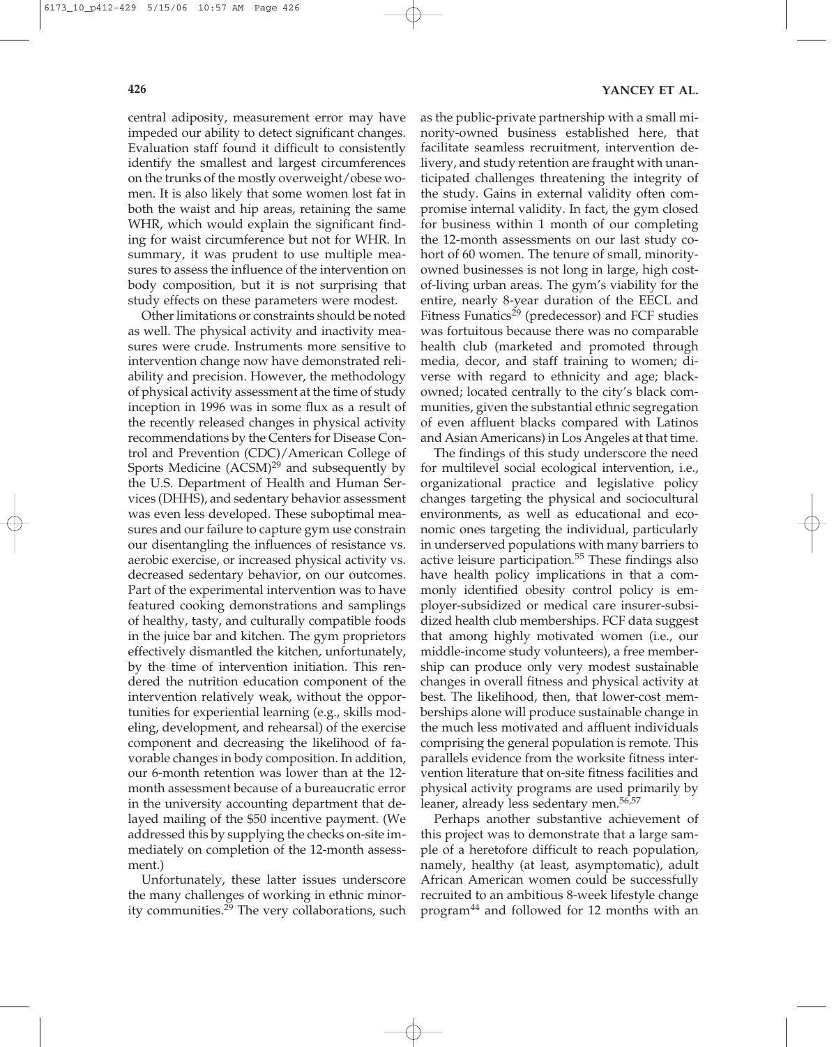central adiposity, measurement error may have impeded our ability to detect significant changes. Evaluation staff found it difficult to consistently identify the smallest and largest circumferences on the trunks of the mostly overweight/obese women. It is also likely that some women lost fat in both the waist and hip areas, retaining the same WHR, which would explain the significant finding for waist circumference but not for WHR. In summary, it was prudent to use multiple measures to assess the influence of the intervention on body composition, but it is not surprising that study effects on these parameters were modest.

Other limitations or constraints should be noted as well. The physical activity and inactivity measures were crude. Instruments more sensitive to intervention change now have demonstrated reliability and precision. However, the methodology of physical activity assessment at the time of study inception in 1996 was in some flux as a result of the recently released changes in physical activity recommendations by the Centers for Disease Control and Prevention (CDC)/American College of Sports Medicine (ACSM)[29] and subsequently by the U.S. Department of Health and Human Services (DHHS), and sedentary behavior assessment was even less developed. These suboptimal measures and our failure to capture gym use constrain our disentangling the influences of resistance vs. aerobic exercise, or increased physical activity vs. decreased sedentary behavior, on our outcomes. Part of the experimental intervention was to have featured cooking demonstrations and samplings of healthy, tasty, and culturally compatible foods in the juice bar and kitchen. The gym proprietors effectively dismantled the kitchen, unfortunately, by the time of intervention initiation. This rendered the nutrition education component of the intervention relatively weak, without the opportunities for experiential learning (e.g., skills modeling, development, and rehearsal) of the exercise component and decreasing the likelihood of favorable changes in body composition. In addition, our 6-month retention was lower than at the 12-month assessment because of a bureaucratic error in the university accounting department that delayed mailing of the $50 incentive payment. (We addressed this by supplying the checks on-site immediately on completion of the 12-month assessment.)

Unfortunately, these latter issues underscore the many challenges of working in ethnic minority communities.[29] The very collaborations, such as the public-private partnership with a small minority-owned business established here, that facilitate seamless recruitment, intervention delivery, and study retention are fraught with unanticipated challenges threatening the integrity of the study. Gains in external validity often compromise internal validity. In fact, the gym closed for business within 1 month of our completing the 12-month assessments on our last study cohort of 60 women. The tenure of small, minority-owned businesses is not long in large, high cost-of-living urban areas. The gym's viability for the entire, nearly 8-year duration of the EECL and Fitness Funatics[29] (predecessor) and FCF studies was fortuitous because there was no comparable health club (marketed and promoted through media, decor, and staff training to women; diverse with regard to ethnicity and age; black-owned; located centrally to the city's black communities, given the substantial ethnic segregation of even affluent blacks compared with Latinos and Asian Americans) in Los Angeles at that time.

The findings of this study underscore the need for multilevel social ecological intervention, i.e., organizational practice and legislative policy changes targeting the physical and sociocultural environments, as well as educational and economic ones targeting the individual, particularly in underserved populations with many barriers to active leisure participation.[55] These findings also have health policy implications in that a commonly identified obesity control policy is employer-subsidized or medical care insurer-subsidized health club memberships. FCF data suggest that among highly motivated women (i.e., our middle-income study volunteers), a free membership can produce only very modest sustainable changes in overall fitness and physical activity at best. The likelihood, then, that lower-cost memberships alone will produce sustainable change in the much less motivated and affluent individuals comprising the general population is remote. This parallels evidence from the worksite fitness intervention literature that on-site fitness facilities and physical activity programs are used primarily by leaner, already less sedentary men.[56,57]

Perhaps another substantive achievement of this project was to demonstrate that a large sample of a heretofore difficult to reach population, namely, healthy (at least, asymptomatic), adult African American women could be successfully recruited to an ambitious 8-week lifestyle change program[44] and followed for 12 months with an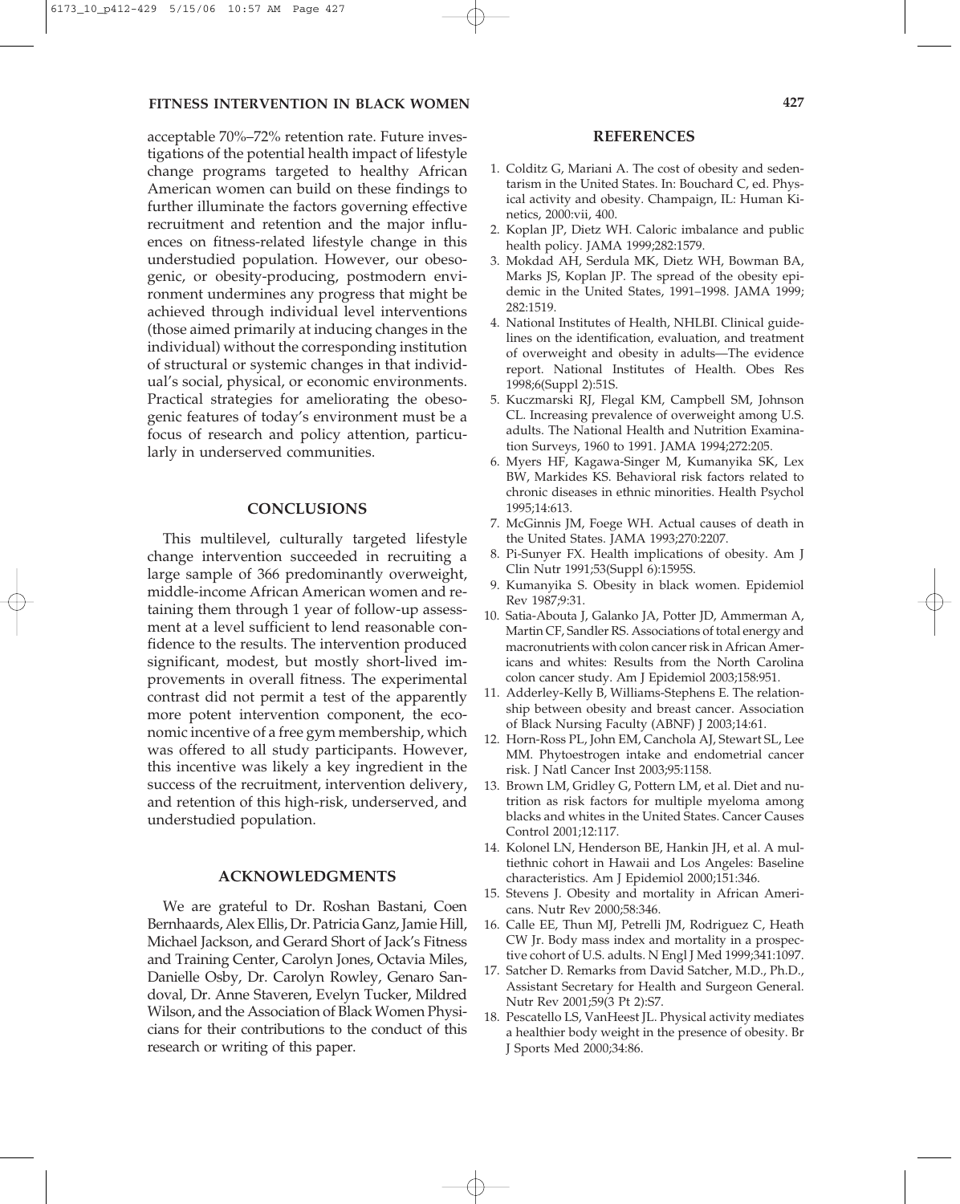acceptable 70%–72% retention rate. Future investigations of the potential health impact of lifestyle change programs targeted to healthy African American women can build on these findings to further illuminate the factors governing effective recruitment and retention and the major influences on fitness-related lifestyle change in this understudied population. However, our obesogenic, or obesity-producing, postmodern environment undermines any progress that might be achieved through individual level interventions (those aimed primarily at inducing changes in the individual) without the corresponding institution of structural or systemic changes in that individual's social, physical, or economic environments. Practical strategies for ameliorating the obesogenic features of today's environment must be a focus of research and policy attention, particularly in underserved communities.

## CONCLUSIONS

This multilevel, culturally targeted lifestyle change intervention succeeded in recruiting a large sample of 366 predominantly overweight, middle-income African American women and retaining them through 1 year of follow-up assessment at a level sufficient to lend reasonable confidence to the results. The intervention produced significant, modest, but mostly short-lived improvements in overall fitness. The experimental contrast did not permit a test of the apparently more potent intervention component, the economic incentive of a free gym membership, which was offered to all study participants. However, this incentive was likely a key ingredient in the success of the recruitment, intervention delivery, and retention of this high-risk, underserved, and understudied population.

## ACKNOWLEDGMENTS

We are grateful to Dr. Roshan Bastani, Coen Bernhaards, Alex Ellis, Dr. Patricia Ganz, Jamie Hill, Michael Jackson, and Gerard Short of Jack's Fitness and Training Center, Carolyn Jones, Octavia Miles, Danielle Osby, Dr. Carolyn Rowley, Genaro Sandoval, Dr. Anne Staveren, Evelyn Tucker, Mildred Wilson, and the Association of Black Women Physicians for their contributions to the conduct of this research or writing of this paper.

## REFERENCES

1. Colditz G, Mariani A. The cost of obesity and sedentarism in the United States. In: Bouchard C, ed. Physical activity and obesity. Champaign, IL: Human Kinetics, 2000:vii, 400.
2. Koplan JP, Dietz WH. Caloric imbalance and public health policy. JAMA 1999;282:1579.
3. Mokdad AH, Serdula MK, Dietz WH, Bowman BA, Marks JS, Koplan JP. The spread of the obesity epidemic in the United States, 1991–1998. JAMA 1999; 282:1519.
4. National Institutes of Health, NHLBI. Clinical guidelines on the identification, evaluation, and treatment of overweight and obesity in adults—The evidence report. National Institutes of Health. Obes Res 1998;6(Suppl 2):51S.
5. Kuczmarski RJ, Flegal KM, Campbell SM, Johnson CL. Increasing prevalence of overweight among U.S. adults. The National Health and Nutrition Examination Surveys, 1960 to 1991. JAMA 1994;272:205.
6. Myers HF, Kagawa-Singer M, Kumanyika SK, Lex BW, Markides KS. Behavioral risk factors related to chronic diseases in ethnic minorities. Health Psychol 1995;14:613.
7. McGinnis JM, Foege WH. Actual causes of death in the United States. JAMA 1993;270:2207.
8. Pi-Sunyer FX. Health implications of obesity. Am J Clin Nutr 1991;53(Suppl 6):1595S.
9. Kumanyika S. Obesity in black women. Epidemiol Rev 1987;9:31.
10. Satia-Abouta J, Galanko JA, Potter JD, Ammerman A, Martin CF, Sandler RS. Associations of total energy and macronutrients with colon cancer risk in African Americans and whites: Results from the North Carolina colon cancer study. Am J Epidemiol 2003;158:951.
11. Adderley-Kelly B, Williams-Stephens E. The relationship between obesity and breast cancer. Association of Black Nursing Faculty (ABNF) J 2003;14:61.
12. Horn-Ross PL, John EM, Canchola AJ, Stewart SL, Lee MM. Phytoestrogen intake and endometrial cancer risk. J Natl Cancer Inst 2003;95:1158.
13. Brown LM, Gridley G, Pottern LM, et al. Diet and nutrition as risk factors for multiple myeloma among blacks and whites in the United States. Cancer Causes Control 2001;12:117.
14. Kolonel LN, Henderson BE, Hankin JH, et al. A multiethnic cohort in Hawaii and Los Angeles: Baseline characteristics. Am J Epidemiol 2000;151:346.
15. Stevens J. Obesity and mortality in African Americans. Nutr Rev 2000;58:346.
16. Calle EE, Thun MJ, Petrelli JM, Rodriguez C, Heath CW Jr. Body mass index and mortality in a prospective cohort of U.S. adults. N Engl J Med 1999;341:1097.
17. Satcher D. Remarks from David Satcher, M.D., Ph.D., Assistant Secretary for Health and Surgeon General. Nutr Rev 2001;59(3 Pt 2):S7.
18. Pescatello LS, VanHeest JL. Physical activity mediates a healthier body weight in the presence of obesity. Br J Sports Med 2000;34:86.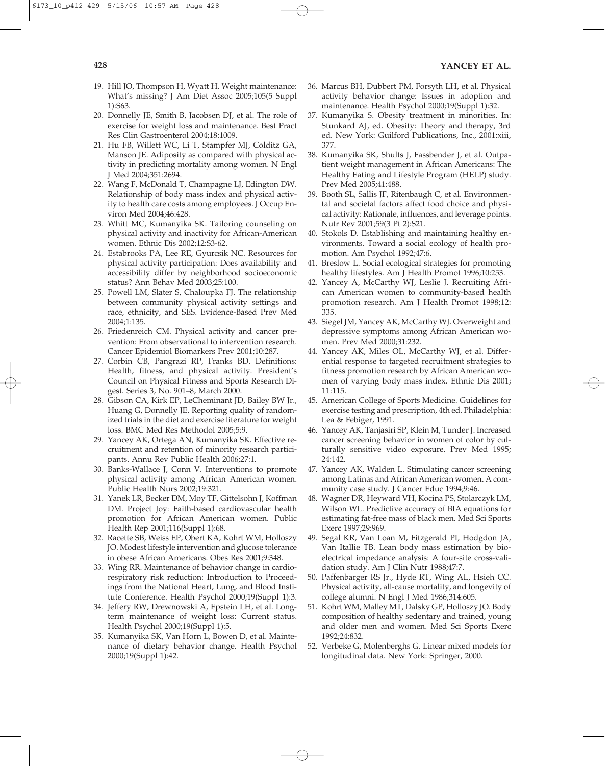19. Hill JO, Thompson H, Wyatt H. Weight maintenance: What's missing? J Am Diet Assoc 2005;105(5 Suppl 1):S63.
20. Donnelly JE, Smith B, Jacobsen DJ, et al. The role of exercise for weight loss and maintenance. Best Pract Res Clin Gastroenterol 2004;18:1009.
21. Hu FB, Willett WC, Li T, Stampfer MJ, Colditz GA, Manson JE. Adiposity as compared with physical activity in predicting mortality among women. N Engl J Med 2004;351:2694.
22. Wang F, McDonald T, Champagne LJ, Edington DW. Relationship of body mass index and physical activity to health care costs among employees. J Occup Environ Med 2004;46:428.
23. Whitt MC, Kumanyika SK. Tailoring counseling on physical activity and inactivity for African-American women. Ethnic Dis 2002;12:S3-62.
24. Estabrooks PA, Lee RE, Gyurcsik NC. Resources for physical activity participation: Does availability and accessibility differ by neighborhood socioeconomic status? Ann Behav Med 2003;25:100.
25. Powell LM, Slater S, Chaloupka FJ. The relationship between community physical activity settings and race, ethnicity, and SES. Evidence-Based Prev Med 2004;1:135.
26. Friedenreich CM. Physical activity and cancer prevention: From observational to intervention research. Cancer Epidemiol Biomarkers Prev 2001;10:287.
27. Corbin CB, Pangrazi RP, Franks BD. Definitions: Health, fitness, and physical activity. President's Council on Physical Fitness and Sports Research Digest. Series 3, No. 901–8, March 2000.
28. Gibson CA, Kirk EP, LeCheminant JD, Bailey BW Jr., Huang G, Donnelly JE. Reporting quality of randomized trials in the diet and exercise literature for weight loss. BMC Med Res Methodol 2005;5:9.
29. Yancey AK, Ortega AN, Kumanyika SK. Effective recruitment and retention of minority research participants. Annu Rev Public Health 2006;27:1.
30. Banks-Wallace J, Conn V. Interventions to promote physical activity among African American women. Public Health Nurs 2002;19:321.
31. Yanek LR, Becker DM, Moy TF, Gittelsohn J, Koffman DM. Project Joy: Faith-based cardiovascular health promotion for African American women. Public Health Rep 2001;116(Suppl 1):68.
32. Racette SB, Weiss EP, Obert KA, Kohrt WM, Holloszy JO. Modest lifestyle intervention and glucose tolerance in obese African Americans. Obes Res 2001;9:348.
33. Wing RR. Maintenance of behavior change in cardiorespiratory risk reduction: Introduction to Proceedings from the National Heart, Lung, and Blood Institute Conference. Health Psychol 2000;19(Suppl 1):3.
34. Jeffery RW, Drewnowski A, Epstein LH, et al. Long-term maintenance of weight loss: Current status. Health Psychol 2000;19(Suppl 1):5.
35. Kumanyika SK, Van Horn L, Bowen D, et al. Maintenance of dietary behavior change. Health Psychol 2000;19(Suppl 1):42.
36. Marcus BH, Dubbert PM, Forsyth LH, et al. Physical activity behavior change: Issues in adoption and maintenance. Health Psychol 2000;19(Suppl 1):32.
37. Kumanyika S. Obesity treatment in minorities. In: Stunkard AJ, ed. Obesity: Theory and therapy, 3rd ed. New York: Guilford Publications, Inc., 2001:xiii, 377.
38. Kumanyika SK, Shults J, Fassbender J, et al. Outpatient weight management in African Americans: The Healthy Eating and Lifestyle Program (HELP) study. Prev Med 2005;41:488.
39. Booth SL, Sallis JF, Ritenbaugh C, et al. Environmental and societal factors affect food choice and physical activity: Rationale, influences, and leverage points. Nutr Rev 2001;59(3 Pt 2):S21.
40. Stokols D. Establishing and maintaining healthy environments. Toward a social ecology of health promotion. Am Psychol 1992;47:6.
41. Breslow L. Social ecological strategies for promoting healthy lifestyles. Am J Health Promot 1996;10:253.
42. Yancey A, McCarthy WJ, Leslie J. Recruiting African American women to community-based health promotion research. Am J Health Promot 1998;12:335.
43. Siegel JM, Yancey AK, McCarthy WJ. Overweight and depressive symptoms among African American women. Prev Med 2000;31:232.
44. Yancey AK, Miles OL, McCarthy WJ, et al. Differential response to targeted recruitment strategies to fitness promotion research by African American women of varying body mass index. Ethnic Dis 2001;11:115.
45. American College of Sports Medicine. Guidelines for exercise testing and prescription, 4th ed. Philadelphia: Lea & Febiger, 1991.
46. Yancey AK, Tanjasiri SP, Klein M, Tunder J. Increased cancer screening behavior in women of color by culturally sensitive video exposure. Prev Med 1995;24:142.
47. Yancey AK, Walden L. Stimulating cancer screening among Latinas and African American women. A community case study. J Cancer Educ 1994;9:46.
48. Wagner DR, Heyward VH, Kocina PS, Stolarczyk LM, Wilson WL. Predictive accuracy of BIA equations for estimating fat-free mass of black men. Med Sci Sports Exerc 1997;29:969.
49. Segal KR, Van Loan M, Fitzgerald PI, Hodgdon JA, Van Itallie TB. Lean body mass estimation by bioelectrical impedance analysis: A four-site cross-validation study. Am J Clin Nutr 1988;47:7.
50. Paffenbarger RS Jr., Hyde RT, Wing AL, Hsieh CC. Physical activity, all-cause mortality, and longevity of college alumni. N Engl J Med 1986;314:605.
51. Kohrt WM, Malley MT, Dalsky GP, Holloszy JO. Body composition of healthy sedentary and trained, young and older men and women. Med Sci Sports Exerc 1992;24:832.
52. Verbeke G, Molenberghs G. Linear mixed models for longitudinal data. New York: Springer, 2000.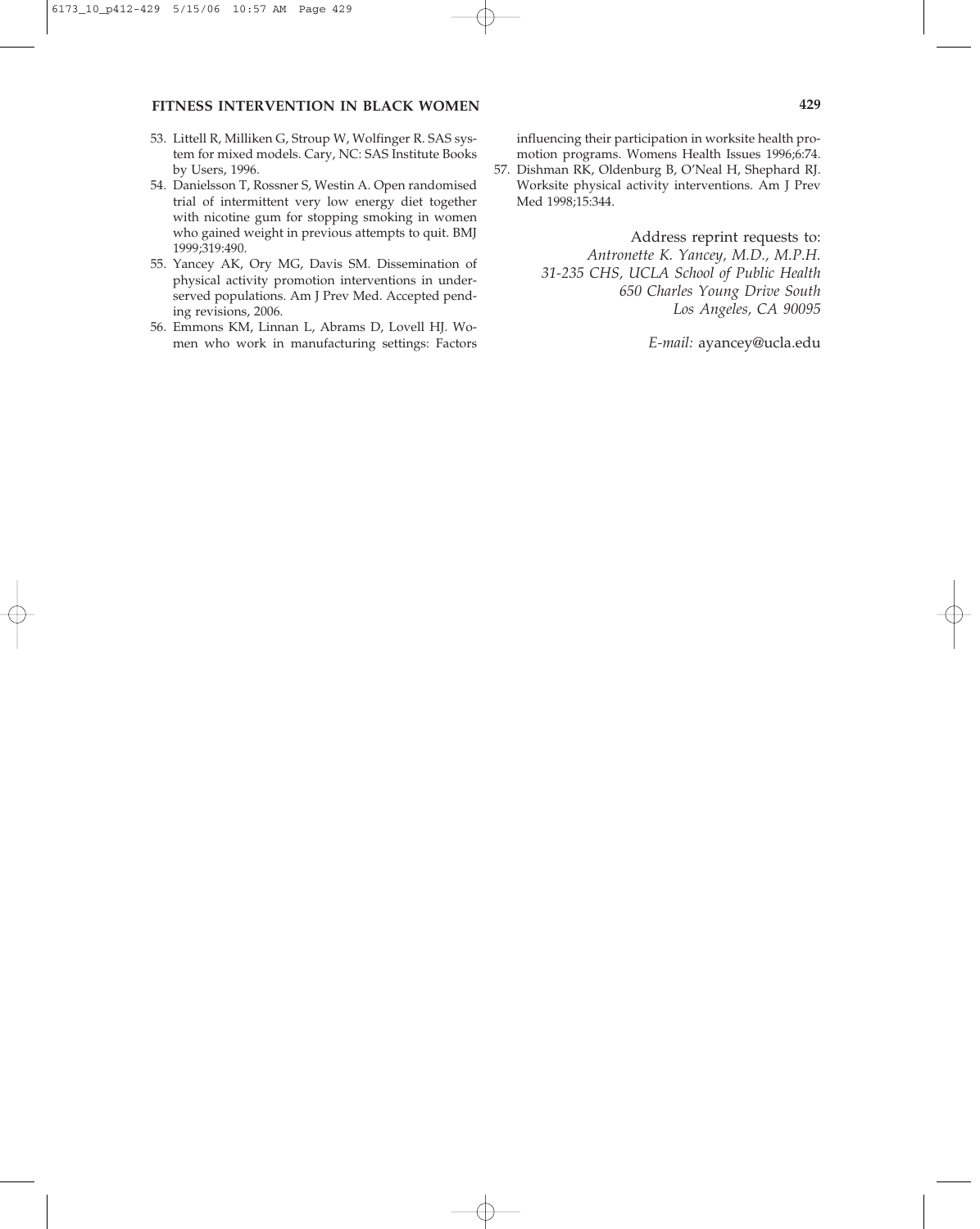53. Littell R, Milliken G, Stroup W, Wolfinger R. SAS system for mixed models. Cary, NC: SAS Institute Books by Users, 1996.
54. Danielsson T, Rossner S, Westin A. Open randomised trial of intermittent very low energy diet together with nicotine gum for stopping smoking in women who gained weight in previous attempts to quit. BMJ 1999;319:490.
55. Yancey AK, Ory MG, Davis SM. Dissemination of physical activity promotion interventions in underserved populations. Am J Prev Med. Accepted pending revisions, 2006.
56. Emmons KM, Linnan L, Abrams D, Lovell HJ. Women who work in manufacturing settings: Factors influencing their participation in worksite health promotion programs. Womens Health Issues 1996;6:74.
57. Dishman RK, Oldenburg B, O'Neal H, Shephard RJ. Worksite physical activity interventions. Am J Prev Med 1998;15:344.

Address reprint requests to:
*Antronette K. Yancey, M.D., M.P.H.*
*31-235 CHS, UCLA School of Public Health*
*650 Charles Young Drive South*
*Los Angeles, CA 90095*

*E-mail:* ayancey@ucla.edu